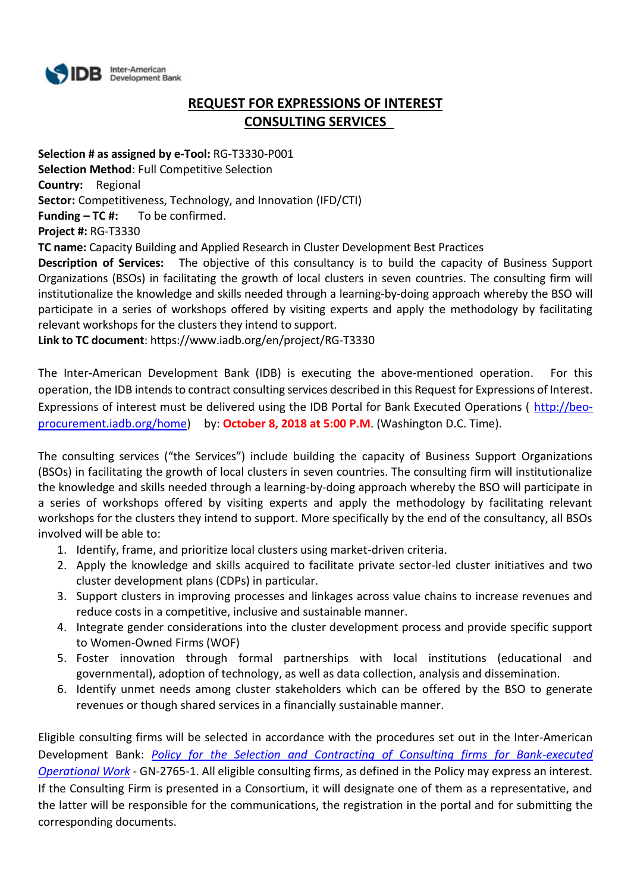# REQUEST FOR EXPRESSIONS OF INTEREST
# CONSULTING SERVICES

**Selection # as assigned by e-Tool:** RG-T3330-P001
**Selection Method**: Full Competitive Selection
**Country:** Regional
**Sector:** Competitiveness, Technology, and Innovation (IFD/CTI)
**Funding – TC #:** To be confirmed.
**Project #:** RG-T3330
**TC name:** Capacity Building and Applied Research in Cluster Development Best Practices
**Description of Services:** The objective of this consultancy is to build the capacity of Business Support Organizations (BSOs) in facilitating the growth of local clusters in seven countries. The consulting firm will institutionalize the knowledge and skills needed through a learning-by-doing approach whereby the BSO will participate in a series of workshops offered by visiting experts and apply the methodology by facilitating relevant workshops for the clusters they intend to support.
**Link to TC document**: https://www.iadb.org/en/project/RG-T3330

The Inter-American Development Bank (IDB) is executing the above-mentioned operation. For this operation, the IDB intends to contract consulting services described in this Request for Expressions of Interest. Expressions of interest must be delivered using the IDB Portal for Bank Executed Operations ( http://beo-procurement.iadb.org/home) by: **October 8, 2018 at 5:00 P.M**. (Washington D.C. Time).

The consulting services ("the Services") include building the capacity of Business Support Organizations (BSOs) in facilitating the growth of local clusters in seven countries. The consulting firm will institutionalize the knowledge and skills needed through a learning-by-doing approach whereby the BSO will participate in a series of workshops offered by visiting experts and apply the methodology by facilitating relevant workshops for the clusters they intend to support. More specifically by the end of the consultancy, all BSOs involved will be able to:

1. Identify, frame, and prioritize local clusters using market-driven criteria.
2. Apply the knowledge and skills acquired to facilitate private sector-led cluster initiatives and two cluster development plans (CDPs) in particular.
3. Support clusters in improving processes and linkages across value chains to increase revenues and reduce costs in a competitive, inclusive and sustainable manner.
4. Integrate gender considerations into the cluster development process and provide specific support to Women-Owned Firms (WOF)
5. Foster innovation through formal partnerships with local institutions (educational and governmental), adoption of technology, as well as data collection, analysis and dissemination.
6. Identify unmet needs among cluster stakeholders which can be offered by the BSO to generate revenues or though shared services in a financially sustainable manner.

Eligible consulting firms will be selected in accordance with the procedures set out in the Inter-American Development Bank: *Policy for the Selection and Contracting of Consulting firms for Bank-executed Operational Work* - GN-2765-1. All eligible consulting firms, as defined in the Policy may express an interest. If the Consulting Firm is presented in a Consortium, it will designate one of them as a representative, and the latter will be responsible for the communications, the registration in the portal and for submitting the corresponding documents.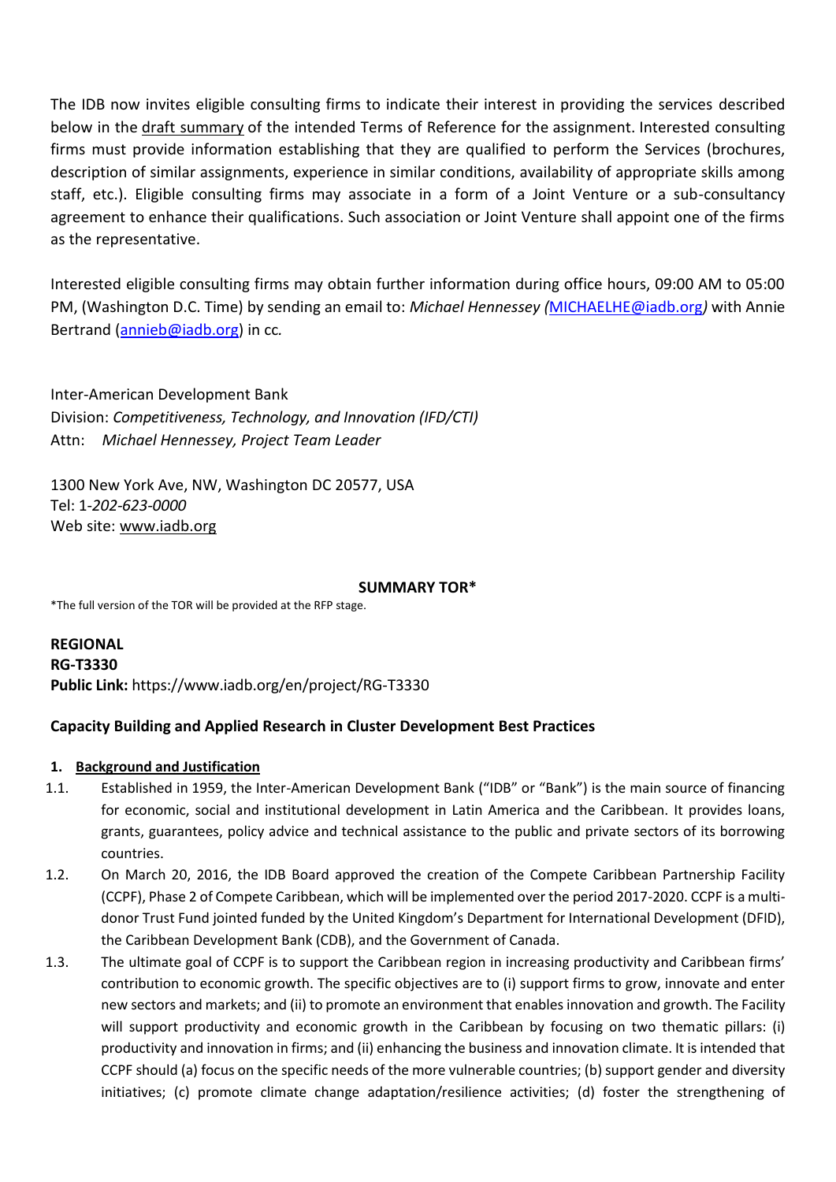The IDB now invites eligible consulting firms to indicate their interest in providing the services described below in the draft summary of the intended Terms of Reference for the assignment. Interested consulting firms must provide information establishing that they are qualified to perform the Services (brochures, description of similar assignments, experience in similar conditions, availability of appropriate skills among staff, etc.). Eligible consulting firms may associate in a form of a Joint Venture or a sub-consultancy agreement to enhance their qualifications. Such association or Joint Venture shall appoint one of the firms as the representative.

Interested eligible consulting firms may obtain further information during office hours, 09:00 AM to 05:00 PM, (Washington D.C. Time) by sending an email to: *Michael Hennessey (MICHAELHE@iadb.org)* with Annie Bertrand (annieb@iadb.org) in cc*.*

Inter-American Development Bank
Division: *Competitiveness, Technology, and Innovation (IFD/CTI)*
Attn: *Michael Hennessey, Project Team Leader*

1300 New York Ave, NW, Washington DC 20577, USA
Tel: 1-*202-623-0000*
Web site: www.iadb.org

**SUMMARY TOR***

*The full version of the TOR will be provided at the RFP stage.

**REGIONAL**
**RG-T3330**
**Public Link:** https://www.iadb.org/en/project/RG-T3330

## Capacity Building and Applied Research in Cluster Development Best Practices

### 1. Background and Justification

1.1. Established in 1959, the Inter-American Development Bank ("IDB" or "Bank") is the main source of financing for economic, social and institutional development in Latin America and the Caribbean. It provides loans, grants, guarantees, policy advice and technical assistance to the public and private sectors of its borrowing countries.

1.2. On March 20, 2016, the IDB Board approved the creation of the Compete Caribbean Partnership Facility (CCPF), Phase 2 of Compete Caribbean, which will be implemented over the period 2017-2020. CCPF is a multi-donor Trust Fund jointed funded by the United Kingdom's Department for International Development (DFID), the Caribbean Development Bank (CDB), and the Government of Canada.

1.3. The ultimate goal of CCPF is to support the Caribbean region in increasing productivity and Caribbean firms' contribution to economic growth. The specific objectives are to (i) support firms to grow, innovate and enter new sectors and markets; and (ii) to promote an environment that enables innovation and growth. The Facility will support productivity and economic growth in the Caribbean by focusing on two thematic pillars: (i) productivity and innovation in firms; and (ii) enhancing the business and innovation climate. It is intended that CCPF should (a) focus on the specific needs of the more vulnerable countries; (b) support gender and diversity initiatives; (c) promote climate change adaptation/resilience activities; (d) foster the strengthening of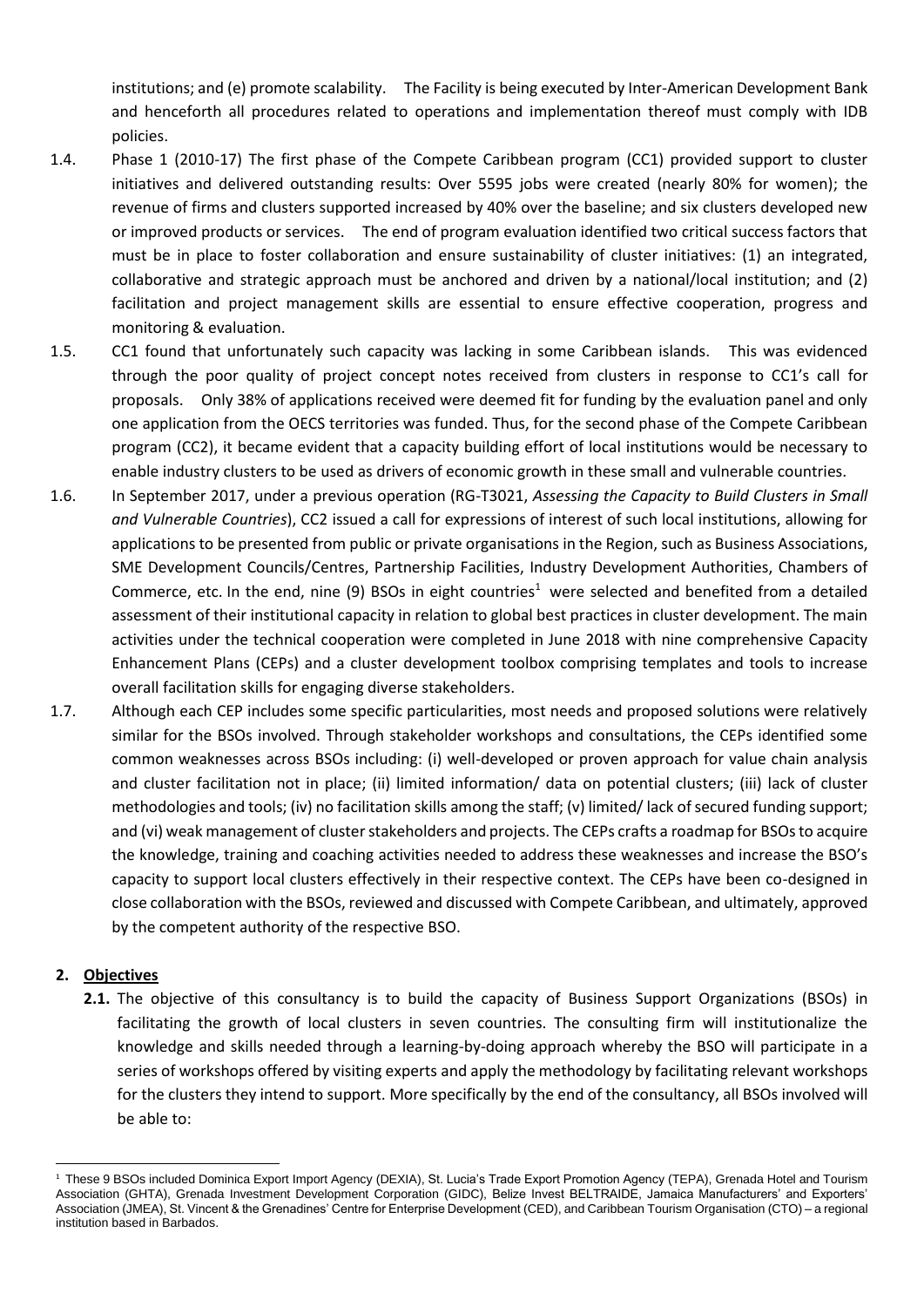institutions; and (e) promote scalability. The Facility is being executed by Inter-American Development Bank and henceforth all procedures related to operations and implementation thereof must comply with IDB policies.

1.4. Phase 1 (2010-17) The first phase of the Compete Caribbean program (CC1) provided support to cluster initiatives and delivered outstanding results: Over 5595 jobs were created (nearly 80% for women); the revenue of firms and clusters supported increased by 40% over the baseline; and six clusters developed new or improved products or services. The end of program evaluation identified two critical success factors that must be in place to foster collaboration and ensure sustainability of cluster initiatives: (1) an integrated, collaborative and strategic approach must be anchored and driven by a national/local institution; and (2) facilitation and project management skills are essential to ensure effective cooperation, progress and monitoring & evaluation.

1.5. CC1 found that unfortunately such capacity was lacking in some Caribbean islands. This was evidenced through the poor quality of project concept notes received from clusters in response to CC1's call for proposals. Only 38% of applications received were deemed fit for funding by the evaluation panel and only one application from the OECS territories was funded. Thus, for the second phase of the Compete Caribbean program (CC2), it became evident that a capacity building effort of local institutions would be necessary to enable industry clusters to be used as drivers of economic growth in these small and vulnerable countries.

1.6. In September 2017, under a previous operation (RG-T3021, *Assessing the Capacity to Build Clusters in Small and Vulnerable Countries*), CC2 issued a call for expressions of interest of such local institutions, allowing for applications to be presented from public or private organisations in the Region, such as Business Associations, SME Development Councils/Centres, Partnership Facilities, Industry Development Authorities, Chambers of Commerce, etc. In the end, nine (9) BSOs in eight countries[1] were selected and benefited from a detailed assessment of their institutional capacity in relation to global best practices in cluster development. The main activities under the technical cooperation were completed in June 2018 with nine comprehensive Capacity Enhancement Plans (CEPs) and a cluster development toolbox comprising templates and tools to increase overall facilitation skills for engaging diverse stakeholders.

1.7. Although each CEP includes some specific particularities, most needs and proposed solutions were relatively similar for the BSOs involved. Through stakeholder workshops and consultations, the CEPs identified some common weaknesses across BSOs including: (i) well-developed or proven approach for value chain analysis and cluster facilitation not in place; (ii) limited information/ data on potential clusters; (iii) lack of cluster methodologies and tools; (iv) no facilitation skills among the staff; (v) limited/ lack of secured funding support; and (vi) weak management of cluster stakeholders and projects. The CEPs crafts a roadmap for BSOs to acquire the knowledge, training and coaching activities needed to address these weaknesses and increase the BSO's capacity to support local clusters effectively in their respective context. The CEPs have been co-designed in close collaboration with the BSOs, reviewed and discussed with Compete Caribbean, and ultimately, approved by the competent authority of the respective BSO.

## 2. Objectives

**2.1.** The objective of this consultancy is to build the capacity of Business Support Organizations (BSOs) in facilitating the growth of local clusters in seven countries. The consulting firm will institutionalize the knowledge and skills needed through a learning-by-doing approach whereby the BSO will participate in a series of workshops offered by visiting experts and apply the methodology by facilitating relevant workshops for the clusters they intend to support. More specifically by the end of the consultancy, all BSOs involved will be able to:

---

[1] These 9 BSOs included Dominica Export Import Agency (DEXIA), St. Lucia's Trade Export Promotion Agency (TEPA), Grenada Hotel and Tourism Association (GHTA), Grenada Investment Development Corporation (GIDC), Belize Invest BELTRAIDE, Jamaica Manufacturers' and Exporters' Association (JMEA), St. Vincent & the Grenadines' Centre for Enterprise Development (CED), and Caribbean Tourism Organisation (CTO) – a regional institution based in Barbados.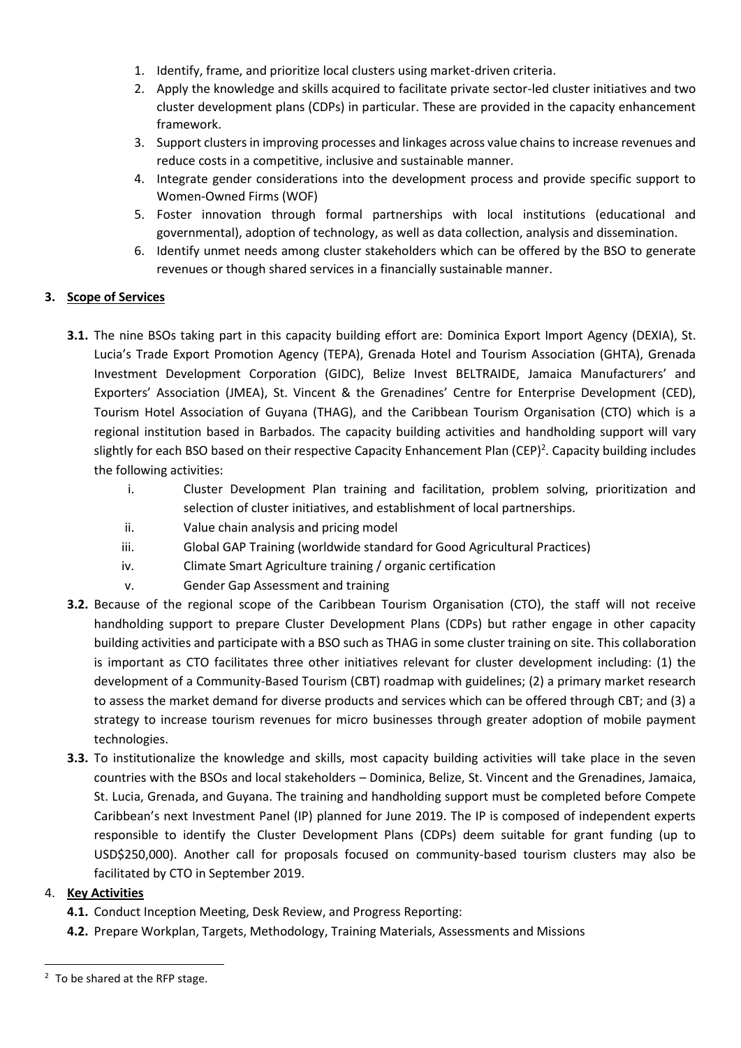1. Identify, frame, and prioritize local clusters using market-driven criteria.
2. Apply the knowledge and skills acquired to facilitate private sector-led cluster initiatives and two cluster development plans (CDPs) in particular. These are provided in the capacity enhancement framework.
3. Support clusters in improving processes and linkages across value chains to increase revenues and reduce costs in a competitive, inclusive and sustainable manner.
4. Integrate gender considerations into the development process and provide specific support to Women-Owned Firms (WOF)
5. Foster innovation through formal partnerships with local institutions (educational and governmental), adoption of technology, as well as data collection, analysis and dissemination.
6. Identify unmet needs among cluster stakeholders which can be offered by the BSO to generate revenues or though shared services in a financially sustainable manner.

## 3. Scope of Services

**3.1.** The nine BSOs taking part in this capacity building effort are: Dominica Export Import Agency (DEXIA), St. Lucia's Trade Export Promotion Agency (TEPA), Grenada Hotel and Tourism Association (GHTA), Grenada Investment Development Corporation (GIDC), Belize Invest BELTRAIDE, Jamaica Manufacturers' and Exporters' Association (JMEA), St. Vincent & the Grenadines' Centre for Enterprise Development (CED), Tourism Hotel Association of Guyana (THAG), and the Caribbean Tourism Organisation (CTO) which is a regional institution based in Barbados. The capacity building activities and handholding support will vary slightly for each BSO based on their respective Capacity Enhancement Plan (CEP)[2]. Capacity building includes the following activities:

   i. Cluster Development Plan training and facilitation, problem solving, prioritization and selection of cluster initiatives, and establishment of local partnerships.
   ii. Value chain analysis and pricing model
   iii. Global GAP Training (worldwide standard for Good Agricultural Practices)
   iv. Climate Smart Agriculture training / organic certification
   v. Gender Gap Assessment and training

**3.2.** Because of the regional scope of the Caribbean Tourism Organisation (CTO), the staff will not receive handholding support to prepare Cluster Development Plans (CDPs) but rather engage in other capacity building activities and participate with a BSO such as THAG in some cluster training on site. This collaboration is important as CTO facilitates three other initiatives relevant for cluster development including: (1) the development of a Community-Based Tourism (CBT) roadmap with guidelines; (2) a primary market research to assess the market demand for diverse products and services which can be offered through CBT; and (3) a strategy to increase tourism revenues for micro businesses through greater adoption of mobile payment technologies.

**3.3.** To institutionalize the knowledge and skills, most capacity building activities will take place in the seven countries with the BSOs and local stakeholders – Dominica, Belize, St. Vincent and the Grenadines, Jamaica, St. Lucia, Grenada, and Guyana. The training and handholding support must be completed before Compete Caribbean's next Investment Panel (IP) planned for June 2019. The IP is composed of independent experts responsible to identify the Cluster Development Plans (CDPs) deem suitable for grant funding (up to USD$250,000). Another call for proposals focused on community-based tourism clusters may also be facilitated by CTO in September 2019.

## 4. Key Activities

**4.1.** Conduct Inception Meeting, Desk Review, and Progress Reporting:

**4.2.** Prepare Workplan, Targets, Methodology, Training Materials, Assessments and Missions

---

[2] To be shared at the RFP stage.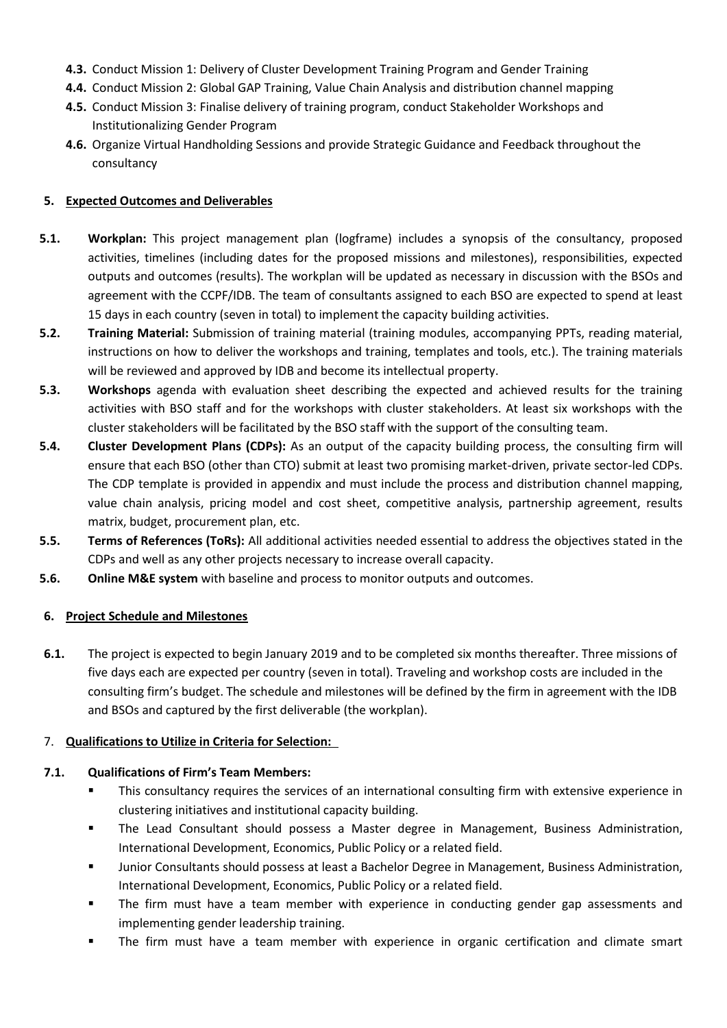- **4.3.** Conduct Mission 1: Delivery of Cluster Development Training Program and Gender Training
- **4.4.** Conduct Mission 2: Global GAP Training, Value Chain Analysis and distribution channel mapping
- **4.5.** Conduct Mission 3: Finalise delivery of training program, conduct Stakeholder Workshops and Institutionalizing Gender Program
- **4.6.** Organize Virtual Handholding Sessions and provide Strategic Guidance and Feedback throughout the consultancy

## 5. Expected Outcomes and Deliverables

**5.1. Workplan:** This project management plan (logframe) includes a synopsis of the consultancy, proposed activities, timelines (including dates for the proposed missions and milestones), responsibilities, expected outputs and outcomes (results). The workplan will be updated as necessary in discussion with the BSOs and agreement with the CCPF/IDB. The team of consultants assigned to each BSO are expected to spend at least 15 days in each country (seven in total) to implement the capacity building activities.

**5.2. Training Material:** Submission of training material (training modules, accompanying PPTs, reading material, instructions on how to deliver the workshops and training, templates and tools, etc.). The training materials will be reviewed and approved by IDB and become its intellectual property.

**5.3. Workshops** agenda with evaluation sheet describing the expected and achieved results for the training activities with BSO staff and for the workshops with cluster stakeholders. At least six workshops with the cluster stakeholders will be facilitated by the BSO staff with the support of the consulting team.

**5.4. Cluster Development Plans (CDPs):** As an output of the capacity building process, the consulting firm will ensure that each BSO (other than CTO) submit at least two promising market-driven, private sector-led CDPs. The CDP template is provided in appendix and must include the process and distribution channel mapping, value chain analysis, pricing model and cost sheet, competitive analysis, partnership agreement, results matrix, budget, procurement plan, etc.

**5.5. Terms of References (ToRs):** All additional activities needed essential to address the objectives stated in the CDPs and well as any other projects necessary to increase overall capacity.

**5.6. Online M&E system** with baseline and process to monitor outputs and outcomes.

## 6. Project Schedule and Milestones

**6.1.** The project is expected to begin January 2019 and to be completed six months thereafter. Three missions of five days each are expected per country (seven in total). Traveling and workshop costs are included in the consulting firm's budget. The schedule and milestones will be defined by the firm in agreement with the IDB and BSOs and captured by the first deliverable (the workplan).

## 7. Qualifications to Utilize in Criteria for Selection:

**7.1. Qualifications of Firm's Team Members:**

- This consultancy requires the services of an international consulting firm with extensive experience in clustering initiatives and institutional capacity building.
- The Lead Consultant should possess a Master degree in Management, Business Administration, International Development, Economics, Public Policy or a related field.
- Junior Consultants should possess at least a Bachelor Degree in Management, Business Administration, International Development, Economics, Public Policy or a related field.
- The firm must have a team member with experience in conducting gender gap assessments and implementing gender leadership training.
- The firm must have a team member with experience in organic certification and climate smart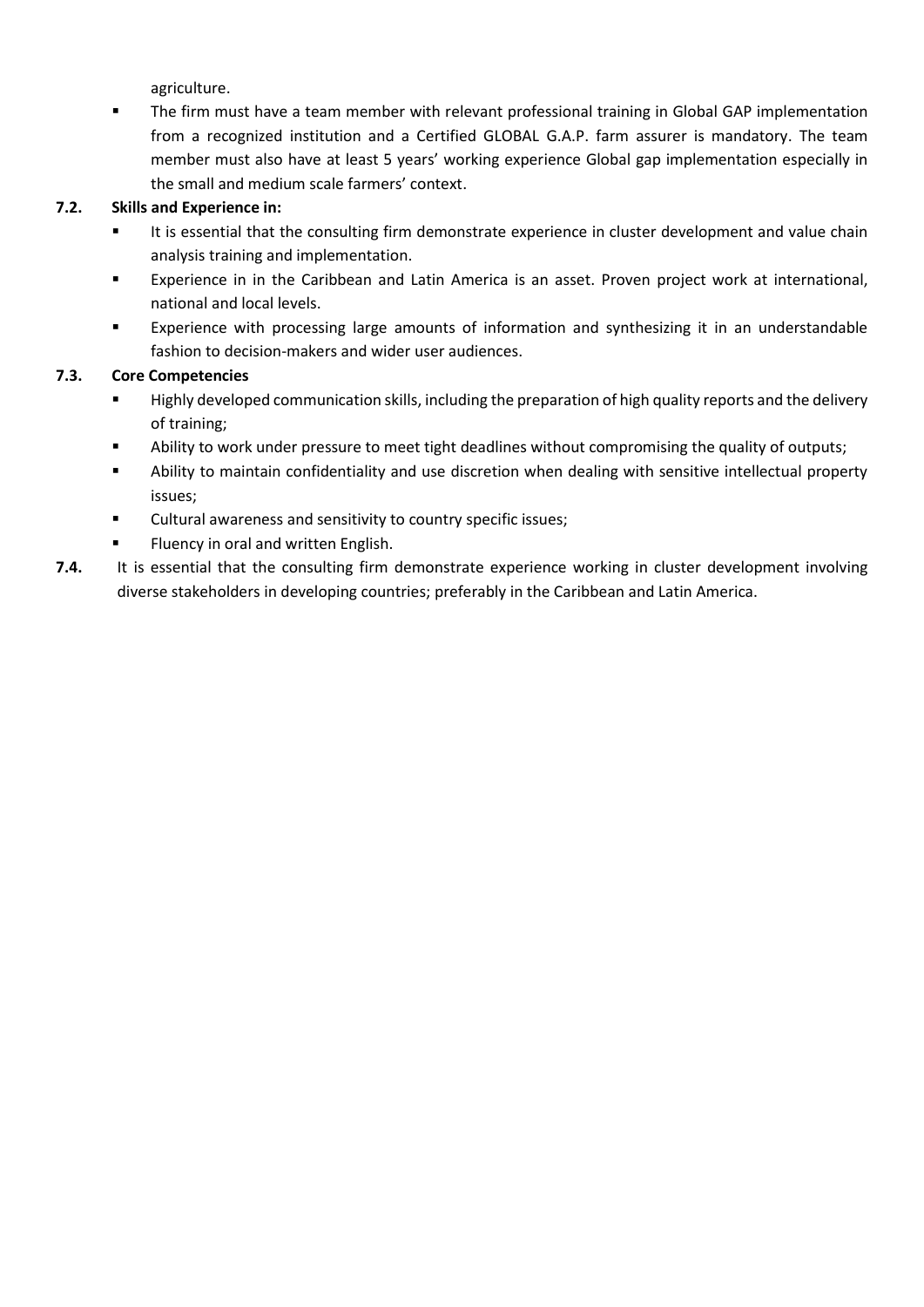agriculture.

- The firm must have a team member with relevant professional training in Global GAP implementation from a recognized institution and a Certified GLOBAL G.A.P. farm assurer is mandatory. The team member must also have at least 5 years' working experience Global gap implementation especially in the small and medium scale farmers' context.

**7.2. Skills and Experience in:**

- It is essential that the consulting firm demonstrate experience in cluster development and value chain analysis training and implementation.
- Experience in in the Caribbean and Latin America is an asset. Proven project work at international, national and local levels.
- Experience with processing large amounts of information and synthesizing it in an understandable fashion to decision-makers and wider user audiences.

**7.3. Core Competencies**

- Highly developed communication skills, including the preparation of high quality reports and the delivery of training;
- Ability to work under pressure to meet tight deadlines without compromising the quality of outputs;
- Ability to maintain confidentiality and use discretion when dealing with sensitive intellectual property issues;
- Cultural awareness and sensitivity to country specific issues;
- Fluency in oral and written English.

**7.4.** It is essential that the consulting firm demonstrate experience working in cluster development involving diverse stakeholders in developing countries; preferably in the Caribbean and Latin America.